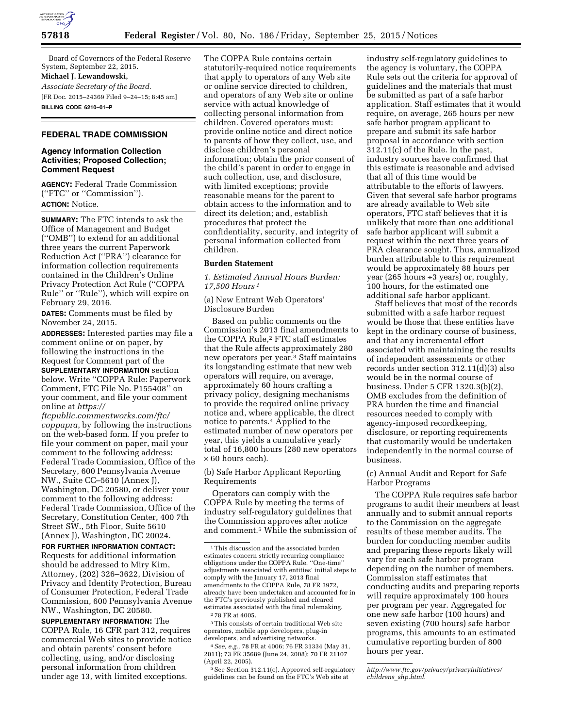Board of Governors of the Federal Reserve System, September 22, 2015.

**Michael J. Lewandowski,**

*Associate Secretary of the Board.*

[FR Doc. 2015–24369 Filed 9–24–15; 8:45 am]

**BILLING CODE 6210–01–P**

## FEDERAL TRADE COMMISSION

### Agency Information Collection Activities; Proposed Collection; Comment Request

**AGENCY:** Federal Trade Commission (''FTC'' or ''Commission'').

**ACTION:** Notice.

**SUMMARY:** The FTC intends to ask the Office of Management and Budget (''OMB'') to extend for an additional three years the current Paperwork Reduction Act (''PRA'') clearance for information collection requirements contained in the Children's Online Privacy Protection Act Rule (''COPPA Rule'' or ''Rule''), which will expire on February 29, 2016.

**DATES:** Comments must be filed by November 24, 2015.

**ADDRESSES:** Interested parties may file a comment online or on paper, by following the instructions in the Request for Comment part of the **SUPPLEMENTARY INFORMATION** section below. Write ''COPPA Rule: Paperwork Comment, FTC File No. P155408'' on your comment, and file your comment online at *https://ftcpublic.commentworks.com/ftc/coppapra*, by following the instructions on the web-based form. If you prefer to file your comment on paper, mail your comment to the following address: Federal Trade Commission, Office of the Secretary, 600 Pennsylvania Avenue NW., Suite CC–5610 (Annex J), Washington, DC 20580, or deliver your comment to the following address: Federal Trade Commission, Office of the Secretary, Constitution Center, 400 7th Street SW., 5th Floor, Suite 5610 (Annex J), Washington, DC 20024.

**FOR FURTHER INFORMATION CONTACT:** Requests for additional information should be addressed to Miry Kim, Attorney, (202) 326–3622, Division of Privacy and Identity Protection, Bureau of Consumer Protection, Federal Trade Commission, 600 Pennsylvania Avenue NW., Washington, DC 20580.

**SUPPLEMENTARY INFORMATION:** The COPPA Rule, 16 CFR part 312, requires commercial Web sites to provide notice and obtain parents' consent before collecting, using, and/or disclosing personal information from children under age 13, with limited exceptions. The COPPA Rule contains certain statutorily-required notice requirements that apply to operators of any Web site or online service directed to children, and operators of any Web site or online service with actual knowledge of collecting personal information from children. Covered operators must: provide online notice and direct notice to parents of how they collect, use, and disclose children's personal information; obtain the prior consent of the child's parent in order to engage in such collection, use, and disclosure, with limited exceptions; provide reasonable means for the parent to obtain access to the information and to direct its deletion; and, establish procedures that protect the confidentiality, security, and integrity of personal information collected from children.

#### Burden Statement

*1. Estimated Annual Hours Burden: 17,500 Hours* [1]

(a) New Entrant Web Operators' Disclosure Burden

Based on public comments on the Commission's 2013 final amendments to the COPPA Rule,[2] FTC staff estimates that the Rule affects approximately 280 new operators per year.[3] Staff maintains its longstanding estimate that new web operators will require, on average, approximately 60 hours crafting a privacy policy, designing mechanisms to provide the required online privacy notice and, where applicable, the direct notice to parents.[4] Applied to the estimated number of new operators per year, this yields a cumulative yearly total of 16,800 hours (280 new operators × 60 hours each).

(b) Safe Harbor Applicant Reporting Requirements

Operators can comply with the COPPA Rule by meeting the terms of industry self-regulatory guidelines that the Commission approves after notice and comment.[5] While the submission of industry self-regulatory guidelines to the agency is voluntary, the COPPA Rule sets out the criteria for approval of guidelines and the materials that must be submitted as part of a safe harbor application. Staff estimates that it would require, on average, 265 hours per new safe harbor program applicant to prepare and submit its safe harbor proposal in accordance with section 312.11(c) of the Rule. In the past, industry sources have confirmed that this estimate is reasonable and advised that all of this time would be attributable to the efforts of lawyers. Given that several safe harbor programs are already available to Web site operators, FTC staff believes that it is unlikely that more than one additional safe harbor applicant will submit a request within the next three years of PRA clearance sought. Thus, annualized burden attributable to this requirement would be approximately 88 hours per year (265 hours ÷3 years) or, roughly, 100 hours, for the estimated one additional safe harbor applicant.

Staff believes that most of the records submitted with a safe harbor request would be those that these entities have kept in the ordinary course of business, and that any incremental effort associated with maintaining the results of independent assessments or other records under section 312.11(d)(3) also would be in the normal course of business. Under 5 CFR 1320.3(b)(2), OMB excludes from the definition of PRA burden the time and financial resources needed to comply with agency-imposed recordkeeping, disclosure, or reporting requirements that customarily would be undertaken independently in the normal course of business.

(c) Annual Audit and Report for Safe Harbor Programs

The COPPA Rule requires safe harbor programs to audit their members at least annually and to submit annual reports to the Commission on the aggregate results of these member audits. The burden for conducting member audits and preparing these reports likely will vary for each safe harbor program depending on the number of members. Commission staff estimates that conducting audits and preparing reports will require approximately 100 hours per program per year. Aggregated for one new safe harbor (100 hours) and seven existing (700 hours) safe harbor programs, this amounts to an estimated cumulative reporting burden of 800 hours per year.

---

[1] This discussion and the associated burden estimates concern strictly recurring compliance obligations under the COPPA Rule. ''One-time'' adjustments associated with entities' initial steps to comply with the January 17, 2013 final amendments to the COPPA Rule, 78 FR 3972, already have been undertaken and accounted for in the FTC's previously published and cleared estimates associated with the final rulemaking.

[2] 78 FR at 4005.

[3] This consists of certain traditional Web site operators, mobile app developers, plug-in developers, and advertising networks.

[4] *See, e.g.,* 78 FR at 4006; 76 FR 31334 (May 31, 2011); 73 FR 35689 (June 24, 2008); 70 FR 21107 (April 22, 2005).

[5] See Section 312.11(c). Approved self-regulatory guidelines can be found on the FTC's Web site at *http://www.ftc.gov/privacy/privacyinitiatives/childrens_shp.html.*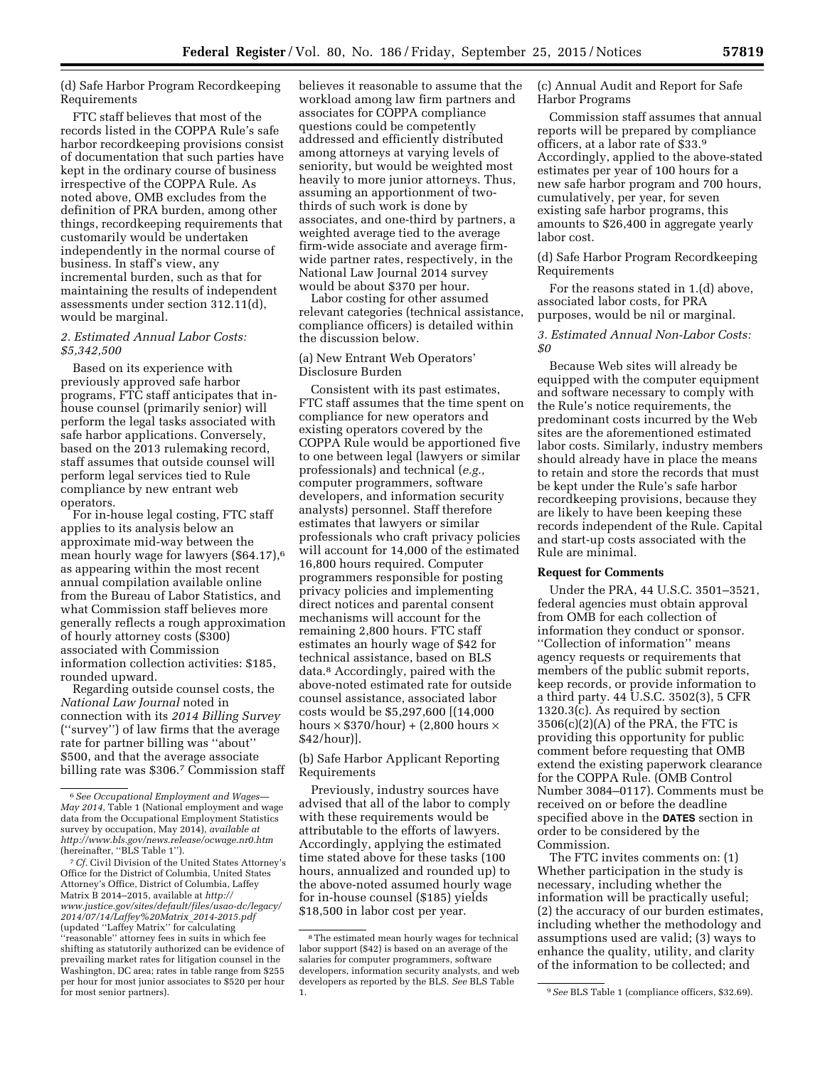(d) Safe Harbor Program Recordkeeping Requirements

FTC staff believes that most of the records listed in the COPPA Rule's safe harbor recordkeeping provisions consist of documentation that such parties have kept in the ordinary course of business irrespective of the COPPA Rule. As noted above, OMB excludes from the definition of PRA burden, among other things, recordkeeping requirements that customarily would be undertaken independently in the normal course of business. In staff's view, any incremental burden, such as that for maintaining the results of independent assessments under section 312.11(d), would be marginal.

### *2. Estimated Annual Labor Costs: $5,342,500*

Based on its experience with previously approved safe harbor programs, FTC staff anticipates that in-house counsel (primarily senior) will perform the legal tasks associated with safe harbor applications. Conversely, based on the 2013 rulemaking record, staff assumes that outside counsel will perform legal services tied to Rule compliance by new entrant web operators.

For in-house legal costing, FTC staff applies to its analysis below an approximate mid-way between the mean hourly wage for lawyers ($64.17),[6] as appearing within the most recent annual compilation available online from the Bureau of Labor Statistics, and what Commission staff believes more generally reflects a rough approximation of hourly attorney costs ($300) associated with Commission information collection activities: $185, rounded upward.

Regarding outside counsel costs, the *National Law Journal* noted in connection with its *2014 Billing Survey* (''survey'') of law firms that the average rate for partner billing was ''about'' $500, and that the average associate billing rate was $306.[7] Commission staff believes it reasonable to assume that the workload among law firm partners and associates for COPPA compliance questions could be competently addressed and efficiently distributed among attorneys at varying levels of seniority, but would be weighted most heavily to more junior attorneys. Thus, assuming an apportionment of two-thirds of such work is done by associates, and one-third by partners, a weighted average tied to the average firm-wide associate and average firm-wide partner rates, respectively, in the National Law Journal 2014 survey would be about $370 per hour.

Labor costing for other assumed relevant categories (technical assistance, compliance officers) is detailed within the discussion below.

(a) New Entrant Web Operators' Disclosure Burden

Consistent with its past estimates, FTC staff assumes that the time spent on compliance for new operators and existing operators covered by the COPPA Rule would be apportioned five to one between legal (lawyers or similar professionals) and technical (*e.g.,* computer programmers, software developers, and information security analysts) personnel. Staff therefore estimates that lawyers or similar professionals who craft privacy policies will account for 14,000 of the estimated 16,800 hours required. Computer programmers responsible for posting privacy policies and implementing direct notices and parental consent mechanisms will account for the remaining 2,800 hours. FTC staff estimates an hourly wage of $42 for technical assistance, based on BLS data.[8] Accordingly, paired with the above-noted estimated rate for outside counsel assistance, associated labor costs would be $5,297,600 [(14,000 hours × $370/hour) + (2,800 hours × $42/hour)].

(b) Safe Harbor Applicant Reporting Requirements

Previously, industry sources have advised that all of the labor to comply with these requirements would be attributable to the efforts of lawyers. Accordingly, applying the estimated time stated above for these tasks (100 hours, annualized and rounded up) to the above-noted assumed hourly wage for in-house counsel ($185) yields $18,500 in labor cost per year.

(c) Annual Audit and Report for Safe Harbor Programs

Commission staff assumes that annual reports will be prepared by compliance officers, at a labor rate of $33.[9] Accordingly, applied to the above-stated estimates per year of 100 hours for a new safe harbor program and 700 hours, cumulatively, per year, for seven existing safe harbor programs, this amounts to $26,400 in aggregate yearly labor cost.

(d) Safe Harbor Program Recordkeeping Requirements

For the reasons stated in 1.(d) above, associated labor costs, for PRA purposes, would be nil or marginal.

### *3. Estimated Annual Non-Labor Costs: $0*

Because Web sites will already be equipped with the computer equipment and software necessary to comply with the Rule's notice requirements, the predominant costs incurred by the Web sites are the aforementioned estimated labor costs. Similarly, industry members should already have in place the means to retain and store the records that must be kept under the Rule's safe harbor recordkeeping provisions, because they are likely to have been keeping these records independent of the Rule. Capital and start-up costs associated with the Rule are minimal.

**Request for Comments**

Under the PRA, 44 U.S.C. 3501–3521, federal agencies must obtain approval from OMB for each collection of information they conduct or sponsor. ''Collection of information'' means agency requests or requirements that members of the public submit reports, keep records, or provide information to a third party. 44 U.S.C. 3502(3), 5 CFR 1320.3(c). As required by section 3506(c)(2)(A) of the PRA, the FTC is providing this opportunity for public comment before requesting that OMB extend the existing paperwork clearance for the COPPA Rule. (OMB Control Number 3084–0117). Comments must be received on or before the deadline specified above in the **DATES** section in order to be considered by the Commission.

The FTC invites comments on: (1) Whether participation in the study is necessary, including whether the information will be practically useful; (2) the accuracy of our burden estimates, including whether the methodology and assumptions used are valid; (3) ways to enhance the quality, utility, and clarity of the information to be collected; and

---

[6] *See Occupational Employment and Wages—May 2014,* Table 1 (National employment and wage data from the Occupational Employment Statistics survey by occupation, May 2014), *available at http://www.bls.gov/news.release/ocwage.nr0.htm* (hereinafter, ''BLS Table 1'').

[7] *Cf.* Civil Division of the United States Attorney's Office for the District of Columbia, United States Attorney's Office, District of Columbia, Laffey Matrix B 2014–2015, available at *http://www.justice.gov/sites/default/files/usao-dc/legacy/2014/07/14/Laffey%20Matrix_2014-2015.pdf* (updated ''Laffey Matrix'' for calculating ''reasonable'' attorney fees in suits in which fee shifting as statutorily authorized can be evidence of prevailing market rates for litigation counsel in the Washington, DC area; rates in table range from $255 per hour for most junior associates to $520 per hour for most senior partners).

[8] The estimated mean hourly wages for technical labor support ($42) is based on an average of the salaries for computer programmers, software developers, information security analysts, and web developers as reported by the BLS. *See* BLS Table 1.

[9] *See* BLS Table 1 (compliance officers, $32.69).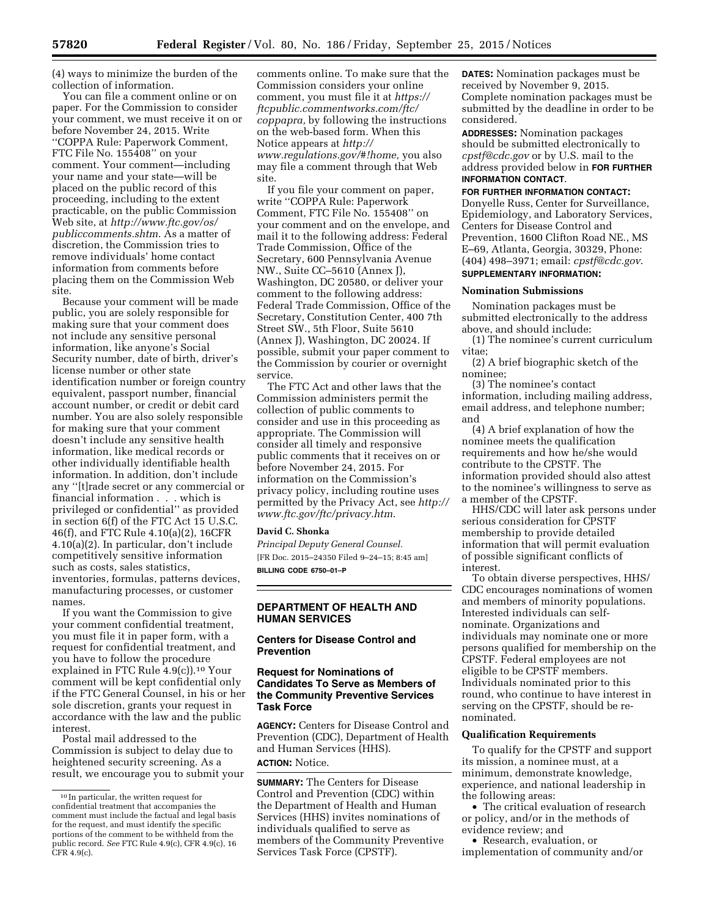(4) ways to minimize the burden of the collection of information.

You can file a comment online or on paper. For the Commission to consider your comment, we must receive it on or before November 24, 2015. Write ''COPPA Rule: Paperwork Comment, FTC File No. 155408'' on your comment. Your comment—including your name and your state—will be placed on the public record of this proceeding, including to the extent practicable, on the public Commission Web site, at *http://www.ftc.gov/os/publiccomments.shtm*. As a matter of discretion, the Commission tries to remove individuals' home contact information from comments before placing them on the Commission Web site.

Because your comment will be made public, you are solely responsible for making sure that your comment does not include any sensitive personal information, like anyone's Social Security number, date of birth, driver's license number or other state identification number or foreign country equivalent, passport number, financial account number, or credit or debit card number. You are also solely responsible for making sure that your comment doesn't include any sensitive health information, like medical records or other individually identifiable health information. In addition, don't include any ''[t]rade secret or any commercial or financial information . . . which is privileged or confidential'' as provided in section 6(f) of the FTC Act 15 U.S.C. 46(f), and FTC Rule 4.10(a)(2), 16CFR 4.10(a)(2). In particular, don't include competitively sensitive information such as costs, sales statistics, inventories, formulas, patterns devices, manufacturing processes, or customer names.

If you want the Commission to give your comment confidential treatment, you must file it in paper form, with a request for confidential treatment, and you have to follow the procedure explained in FTC Rule 4.9(c)).[10] Your comment will be kept confidential only if the FTC General Counsel, in his or her sole discretion, grants your request in accordance with the law and the public interest.

Postal mail addressed to the Commission is subject to delay due to heightened security screening. As a result, we encourage you to submit your comments online. To make sure that the Commission considers your online comment, you must file it at *https://ftcpublic.commentworks.com/ftc/coppapra,* by following the instructions on the web-based form. When this Notice appears at *http://www.regulations.gov/#!home,* you also may file a comment through that Web site.

If you file your comment on paper, write ''COPPA Rule: Paperwork Comment, FTC File No. 155408'' on your comment and on the envelope, and mail it to the following address: Federal Trade Commission, Office of the Secretary, 600 Pennsylvania Avenue NW., Suite CC–5610 (Annex J), Washington, DC 20580, or deliver your comment to the following address: Federal Trade Commission, Office of the Secretary, Constitution Center, 400 7th Street SW., 5th Floor, Suite 5610 (Annex J), Washington, DC 20024. If possible, submit your paper comment to the Commission by courier or overnight service.

The FTC Act and other laws that the Commission administers permit the collection of public comments to consider and use in this proceeding as appropriate. The Commission will consider all timely and responsive public comments that it receives on or before November 24, 2015. For information on the Commission's privacy policy, including routine uses permitted by the Privacy Act, see *http://www.ftc.gov/ftc/privacy.htm*.

**David C. Shonka**

*Principal Deputy General Counsel.*

[FR Doc. 2015–24350 Filed 9–24–15; 8:45 am]

**BILLING CODE 6750–01–P**

[10] In particular, the written request for confidential treatment that accompanies the comment must include the factual and legal basis for the request, and must identify the specific portions of the comment to be withheld from the public record. *See* FTC Rule 4.9(c), CFR 4.9(c), 16 CFR 4.9(c).

## DEPARTMENT OF HEALTH AND HUMAN SERVICES

### Centers for Disease Control and Prevention

### Request for Nominations of Candidates To Serve as Members of the Community Preventive Services Task Force

**AGENCY:** Centers for Disease Control and Prevention (CDC), Department of Health and Human Services (HHS).

**ACTION:** Notice.

**SUMMARY:** The Centers for Disease Control and Prevention (CDC) within the Department of Health and Human Services (HHS) invites nominations of individuals qualified to serve as members of the Community Preventive Services Task Force (CPSTF).

**DATES:** Nomination packages must be received by November 9, 2015. Complete nomination packages must be submitted by the deadline in order to be considered.

**ADDRESSES:** Nomination packages should be submitted electronically to *cpstf@cdc.gov* or by U.S. mail to the address provided below in **FOR FURTHER INFORMATION CONTACT**.

**FOR FURTHER INFORMATION CONTACT:** Donyelle Russ, Center for Surveillance, Epidemiology, and Laboratory Services, Centers for Disease Control and Prevention, 1600 Clifton Road NE., MS E–69, Atlanta, Georgia, 30329, Phone: (404) 498–3971; email: *cpstf@cdc.gov*.

**SUPPLEMENTARY INFORMATION:**

**Nomination Submissions**

Nomination packages must be submitted electronically to the address above, and should include:

(1) The nominee's current curriculum vitae;

(2) A brief biographic sketch of the nominee;

(3) The nominee's contact information, including mailing address, email address, and telephone number; and

(4) A brief explanation of how the nominee meets the qualification requirements and how he/she would contribute to the CPSTF. The information provided should also attest to the nominee's willingness to serve as a member of the CPSTF.

HHS/CDC will later ask persons under serious consideration for CPSTF membership to provide detailed information that will permit evaluation of possible significant conflicts of interest.

To obtain diverse perspectives, HHS/CDC encourages nominations of women and members of minority populations. Interested individuals can self-nominate. Organizations and individuals may nominate one or more persons qualified for membership on the CPSTF. Federal employees are not eligible to be CPSTF members. Individuals nominated prior to this round, who continue to have interest in serving on the CPSTF, should be re-nominated.

**Qualification Requirements**

To qualify for the CPSTF and support its mission, a nominee must, at a minimum, demonstrate knowledge, experience, and national leadership in the following areas:

- The critical evaluation of research or policy, and/or in the methods of evidence review; and
- Research, evaluation, or implementation of community and/or